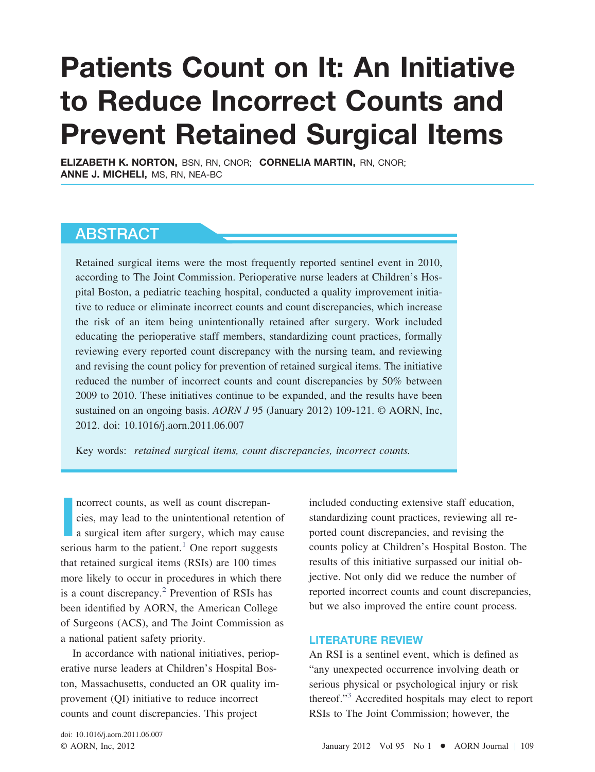# Patients Count on It: An Initiative to Reduce Incorrect Counts and Prevent Retained Surgical Items

**ELIZABETH K. NORTON,** BSN, RN, CNOR; **CORNELIA MARTIN,** RN, CNOR; **ANNE J. MICHELI,** MS, RN, NEA-BC

## ABSTRACT

Retained surgical items were the most frequently reported sentinel event in 2010, according to The Joint Commission. Perioperative nurse leaders at Children's Hospital Boston, a pediatric teaching hospital, conducted a quality improvement initiative to reduce or eliminate incorrect counts and count discrepancies, which increase the risk of an item being unintentionally retained after surgery. Work included educating the perioperative staff members, standardizing count practices, formally reviewing every reported count discrepancy with the nursing team, and reviewing and revising the count policy for prevention of retained surgical items. The initiative reduced the number of incorrect counts and count discrepancies by 50% between 2009 to 2010. These initiatives continue to be expanded, and the results have been sustained on an ongoing basis. *AORN J* 95 (January 2012) 109-121. © AORN, Inc, 2012. doi: 10.1016/j.aorn.2011.06.007

Key words: *retained surgical items, count discrepancies, incorrect counts.*

Incorrect counts, as well as count discrepancies, may lead to the unintentional retention of a surgical item after surgery, which may cause serious harm to the patient.[1] One report suggests that retained surgical items (RSIs) are 100 times more likely to occur in procedures in which there is a count discrepancy.[2] Prevention of RSIs has been identified by AORN, the American College of Surgeons (ACS), and The Joint Commission as a national patient safety priority.

In accordance with national initiatives, perioperative nurse leaders at Children's Hospital Boston, Massachusetts, conducted an OR quality improvement (QI) initiative to reduce incorrect counts and count discrepancies. This project included conducting extensive staff education, standardizing count practices, reviewing all reported count discrepancies, and revising the counts policy at Children's Hospital Boston. The results of this initiative surpassed our initial objective. Not only did we reduce the number of reported incorrect counts and count discrepancies, but we also improved the entire count process.

## LITERATURE REVIEW

An RSI is a sentinel event, which is defined as "any unexpected occurrence involving death or serious physical or psychological injury or risk thereof."[3] Accredited hospitals may elect to report RSIs to The Joint Commission; however, the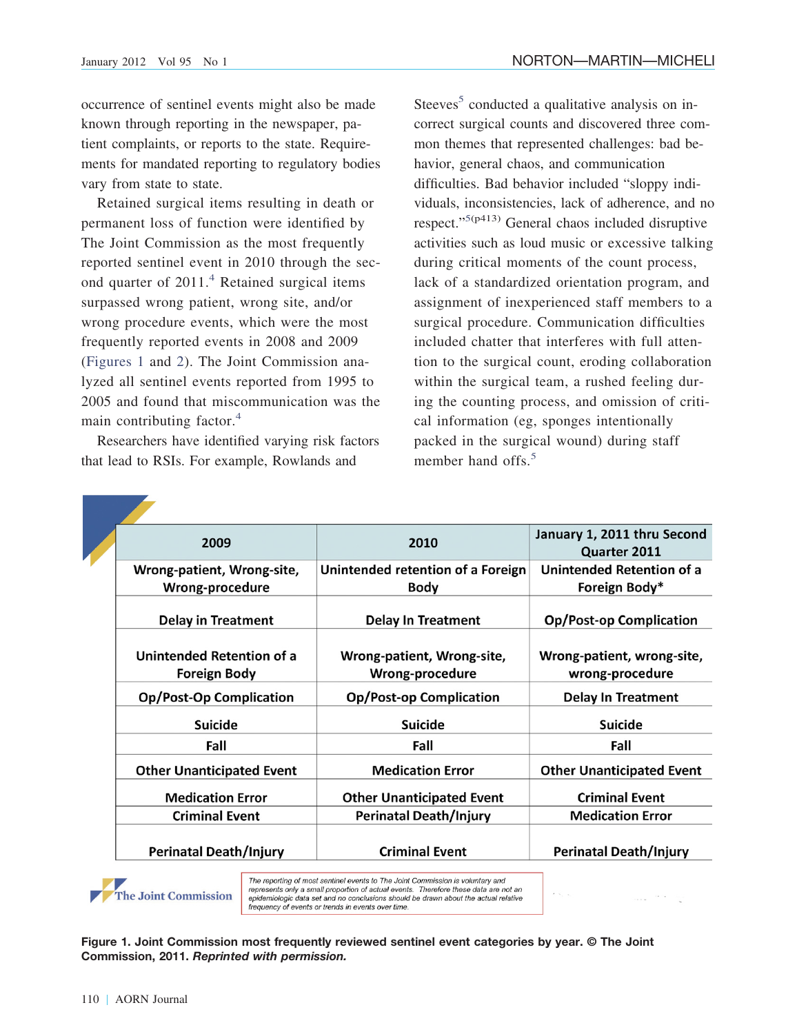occurrence of sentinel events might also be made known through reporting in the newspaper, patient complaints, or reports to the state. Requirements for mandated reporting to regulatory bodies vary from state to state.

Retained surgical items resulting in death or permanent loss of function were identified by The Joint Commission as the most frequently reported sentinel event in 2010 through the second quarter of 2011.[4] Retained surgical items surpassed wrong patient, wrong site, and/or wrong procedure events, which were the most frequently reported events in 2008 and 2009 (Figures 1 and 2). The Joint Commission analyzed all sentinel events reported from 1995 to 2005 and found that miscommunication was the main contributing factor.[4]

Researchers have identified varying risk factors that lead to RSIs. For example, Rowlands and Steeves[5] conducted a qualitative analysis on incorrect surgical counts and discovered three common themes that represented challenges: bad behavior, general chaos, and communication difficulties. Bad behavior included "sloppy individuals, inconsistencies, lack of adherence, and no respect."[5(p413)] General chaos included disruptive activities such as loud music or excessive talking during critical moments of the count process, lack of a standardized orientation program, and assignment of inexperienced staff members to a surgical procedure. Communication difficulties included chatter that interferes with full attention to the surgical count, eroding collaboration within the surgical team, a rushed feeling during the counting process, and omission of critical information (eg, sponges intentionally packed in the surgical wound) during staff member hand offs.[5]

| 2009 | 2010 | January 1, 2011 thru Second Quarter 2011 |
|---|---|---|
| Wrong-patient, Wrong-site, Wrong-procedure | Unintended retention of a Foreign Body | Unintended Retention of a Foreign Body* |
| Delay in Treatment | Delay In Treatment | Op/Post-op Complication |
| Unintended Retention of a Foreign Body | Wrong-patient, Wrong-site, Wrong-procedure | Wrong-patient, wrong-site, wrong-procedure |
| Op/Post-Op Complication | Op/Post-op Complication | Delay In Treatment |
| Suicide | Suicide | Suicide |
| Fall | Fall | Fall |
| Other Unanticipated Event | Medication Error | Other Unanticipated Event |
| Medication Error | Other Unanticipated Event | Criminal Event |
| Criminal Event | Perinatal Death/Injury | Medication Error |
| Perinatal Death/Injury | Criminal Event | Perinatal Death/Injury |

The Joint Commission

*The reporting of most sentinel events to The Joint Commission is voluntary and represents only a small proportion of actual events. Therefore these data are not an epidemiologic data set and no conclusions should be drawn about the actual relative frequency of events or trends in events over time.*

**Figure 1. Joint Commission most frequently reviewed sentinel event categories by year. © The Joint Commission, 2011. *Reprinted with permission.***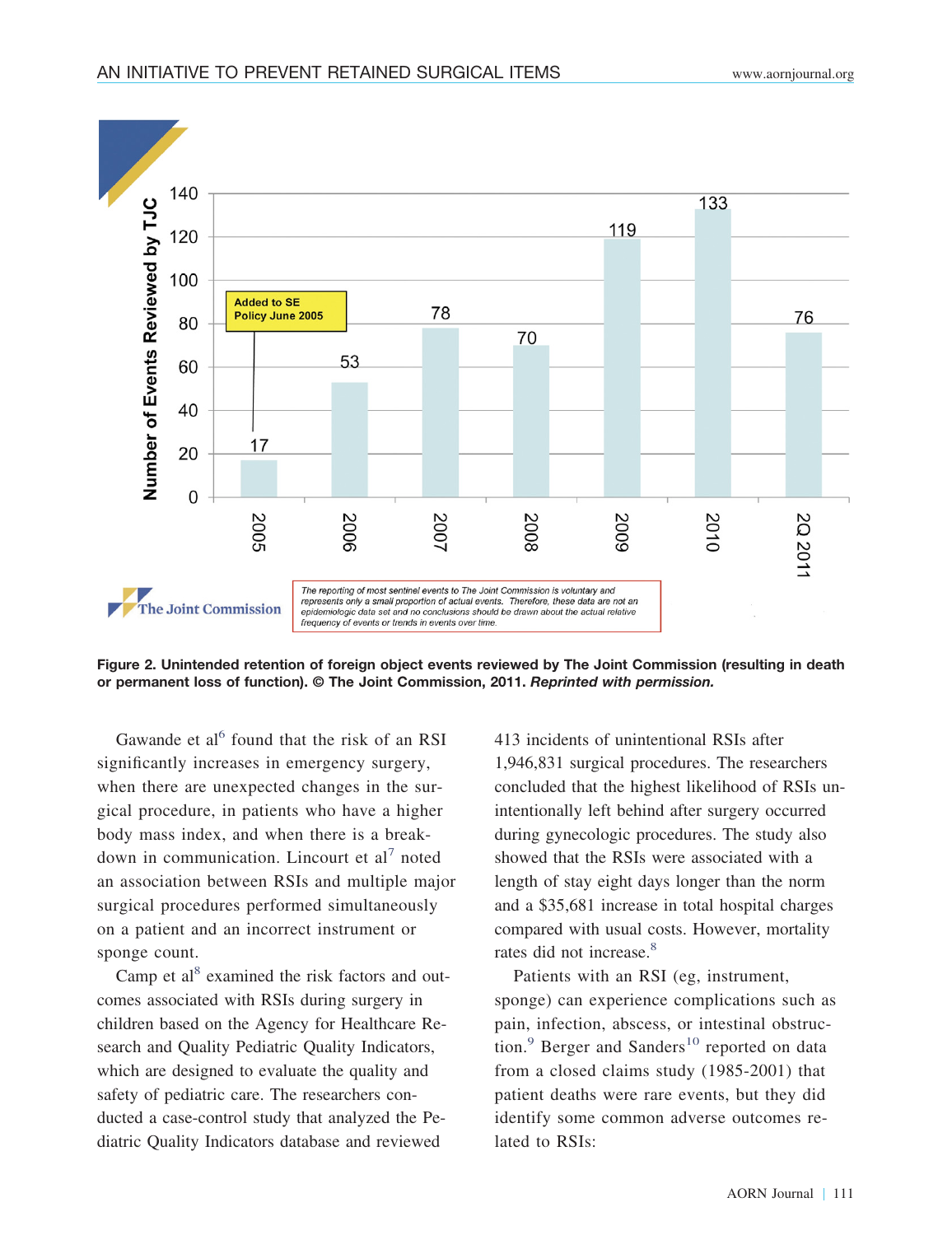**Figure 2. Unintended retention of foreign object events reviewed by The Joint Commission (resulting in death or permanent loss of function). © The Joint Commission, 2011. *Reprinted with permission.***

Gawande et al[6] found that the risk of an RSI significantly increases in emergency surgery, when there are unexpected changes in the surgical procedure, in patients who have a higher body mass index, and when there is a breakdown in communication. Lincourt et al[7] noted an association between RSIs and multiple major surgical procedures performed simultaneously on a patient and an incorrect instrument or sponge count.

Camp et al[8] examined the risk factors and outcomes associated with RSIs during surgery in children based on the Agency for Healthcare Research and Quality Pediatric Quality Indicators, which are designed to evaluate the quality and safety of pediatric care. The researchers conducted a case-control study that analyzed the Pediatric Quality Indicators database and reviewed 413 incidents of unintentional RSIs after 1,946,831 surgical procedures. The researchers concluded that the highest likelihood of RSIs unintentionally left behind after surgery occurred during gynecologic procedures. The study also showed that the RSIs were associated with a length of stay eight days longer than the norm and a $35,681 increase in total hospital charges compared with usual costs. However, mortality rates did not increase.[8]

Patients with an RSI (eg, instrument, sponge) can experience complications such as pain, infection, abscess, or intestinal obstruction.[9] Berger and Sanders[10] reported on data from a closed claims study (1985-2001) that patient deaths were rare events, but they did identify some common adverse outcomes related to RSIs: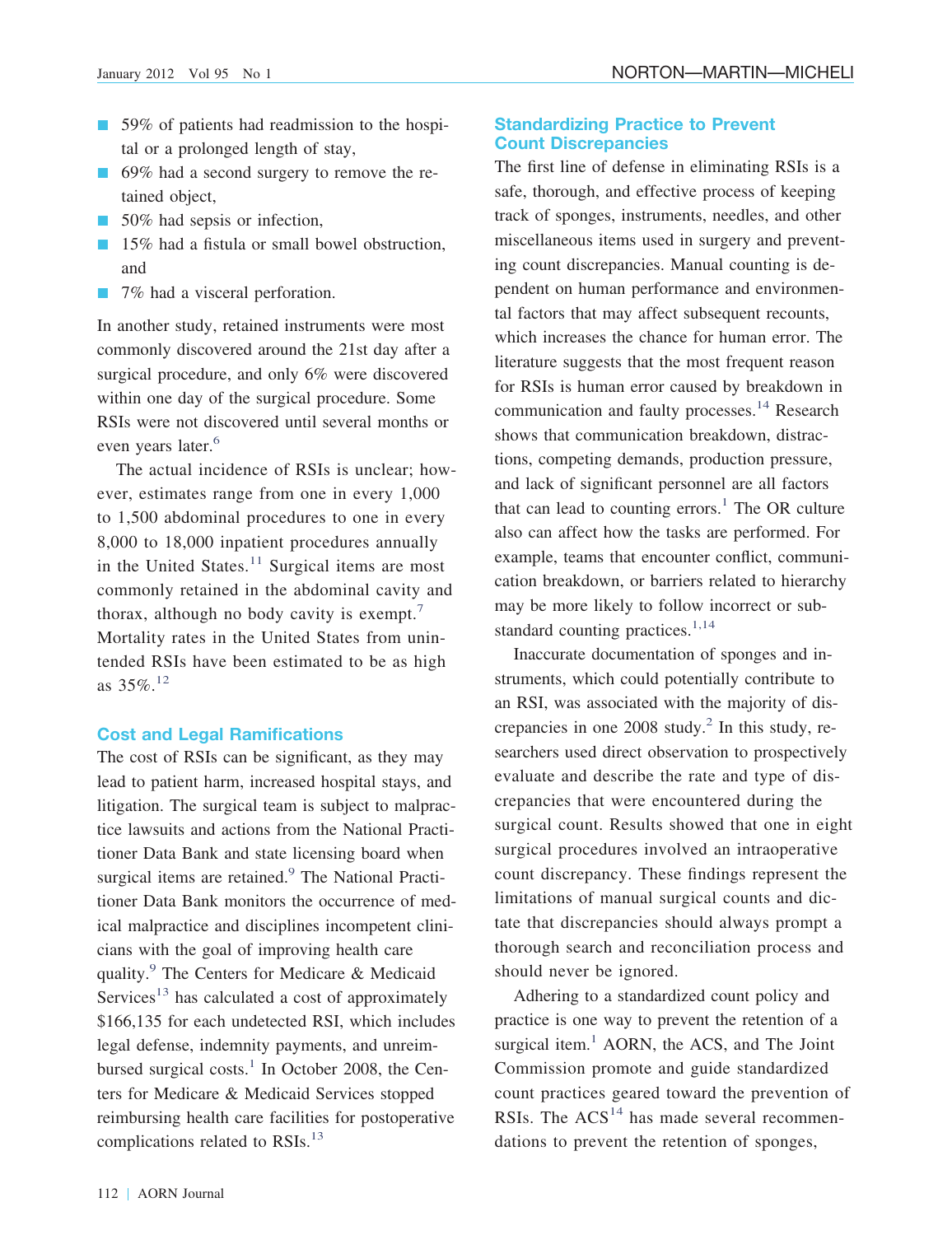- 59% of patients had readmission to the hospital or a prolonged length of stay,
- 69% had a second surgery to remove the retained object,
- 50% had sepsis or infection,
- 15% had a fistula or small bowel obstruction, and
- 7% had a visceral perforation.

In another study, retained instruments were most commonly discovered around the 21st day after a surgical procedure, and only 6% were discovered within one day of the surgical procedure. Some RSIs were not discovered until several months or even years later.[6]

The actual incidence of RSIs is unclear; however, estimates range from one in every 1,000 to 1,500 abdominal procedures to one in every 8,000 to 18,000 inpatient procedures annually in the United States.[11] Surgical items are most commonly retained in the abdominal cavity and thorax, although no body cavity is exempt.[7] Mortality rates in the United States from unintended RSIs have been estimated to be as high as 35%.[12]

## Cost and Legal Ramifications

The cost of RSIs can be significant, as they may lead to patient harm, increased hospital stays, and litigation. The surgical team is subject to malpractice lawsuits and actions from the National Practitioner Data Bank and state licensing board when surgical items are retained.[9] The National Practitioner Data Bank monitors the occurrence of medical malpractice and disciplines incompetent clinicians with the goal of improving health care quality.[9] The Centers for Medicare & Medicaid Services[13] has calculated a cost of approximately $166,135 for each undetected RSI, which includes legal defense, indemnity payments, and unreimbursed surgical costs.[1] In October 2008, the Centers for Medicare & Medicaid Services stopped reimbursing health care facilities for postoperative complications related to RSIs.[13]

## Standardizing Practice to Prevent Count Discrepancies

The first line of defense in eliminating RSIs is a safe, thorough, and effective process of keeping track of sponges, instruments, needles, and other miscellaneous items used in surgery and preventing count discrepancies. Manual counting is dependent on human performance and environmental factors that may affect subsequent recounts, which increases the chance for human error. The literature suggests that the most frequent reason for RSIs is human error caused by breakdown in communication and faulty processes.[14] Research shows that communication breakdown, distractions, competing demands, production pressure, and lack of significant personnel are all factors that can lead to counting errors.[1] The OR culture also can affect how the tasks are performed. For example, teams that encounter conflict, communication breakdown, or barriers related to hierarchy may be more likely to follow incorrect or substandard counting practices.[1,14]

Inaccurate documentation of sponges and instruments, which could potentially contribute to an RSI, was associated with the majority of discrepancies in one 2008 study.[2] In this study, researchers used direct observation to prospectively evaluate and describe the rate and type of discrepancies that were encountered during the surgical count. Results showed that one in eight surgical procedures involved an intraoperative count discrepancy. These findings represent the limitations of manual surgical counts and dictate that discrepancies should always prompt a thorough search and reconciliation process and should never be ignored.

Adhering to a standardized count policy and practice is one way to prevent the retention of a surgical item.[1] AORN, the ACS, and The Joint Commission promote and guide standardized count practices geared toward the prevention of RSIs. The ACS[14] has made several recommendations to prevent the retention of sponges,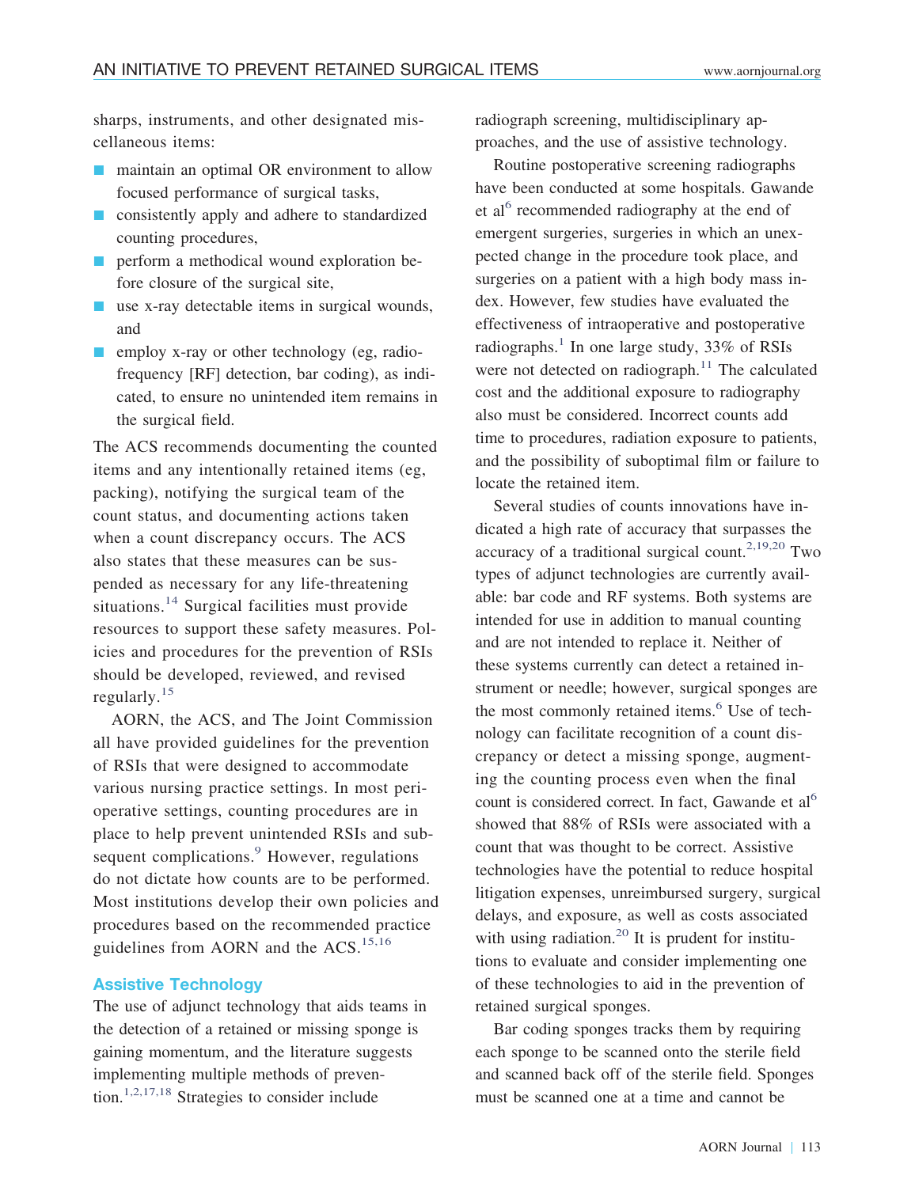sharps, instruments, and other designated miscellaneous items:

- maintain an optimal OR environment to allow focused performance of surgical tasks,
- consistently apply and adhere to standardized counting procedures,
- perform a methodical wound exploration before closure of the surgical site,
- use x-ray detectable items in surgical wounds, and
- employ x-ray or other technology (eg, radiofrequency [RF] detection, bar coding), as indicated, to ensure no unintended item remains in the surgical field.

The ACS recommends documenting the counted items and any intentionally retained items (eg, packing), notifying the surgical team of the count status, and documenting actions taken when a count discrepancy occurs. The ACS also states that these measures can be suspended as necessary for any life-threatening situations.[14] Surgical facilities must provide resources to support these safety measures. Policies and procedures for the prevention of RSIs should be developed, reviewed, and revised regularly.[15]

AORN, the ACS, and The Joint Commission all have provided guidelines for the prevention of RSIs that were designed to accommodate various nursing practice settings. In most perioperative settings, counting procedures are in place to help prevent unintended RSIs and subsequent complications.[9] However, regulations do not dictate how counts are to be performed. Most institutions develop their own policies and procedures based on the recommended practice guidelines from AORN and the ACS.[15,16]

## Assistive Technology

The use of adjunct technology that aids teams in the detection of a retained or missing sponge is gaining momentum, and the literature suggests implementing multiple methods of prevention.[1,2,17,18] Strategies to consider include radiograph screening, multidisciplinary approaches, and the use of assistive technology.

Routine postoperative screening radiographs have been conducted at some hospitals. Gawande et al[6] recommended radiography at the end of emergent surgeries, surgeries in which an unexpected change in the procedure took place, and surgeries on a patient with a high body mass index. However, few studies have evaluated the effectiveness of intraoperative and postoperative radiographs.[1] In one large study, 33% of RSIs were not detected on radiograph.[11] The calculated cost and the additional exposure to radiography also must be considered. Incorrect counts add time to procedures, radiation exposure to patients, and the possibility of suboptimal film or failure to locate the retained item.

Several studies of counts innovations have indicated a high rate of accuracy that surpasses the accuracy of a traditional surgical count.[2,19,20] Two types of adjunct technologies are currently available: bar code and RF systems. Both systems are intended for use in addition to manual counting and are not intended to replace it. Neither of these systems currently can detect a retained instrument or needle; however, surgical sponges are the most commonly retained items.[6] Use of technology can facilitate recognition of a count discrepancy or detect a missing sponge, augmenting the counting process even when the final count is considered correct. In fact, Gawande et al[6] showed that 88% of RSIs were associated with a count that was thought to be correct. Assistive technologies have the potential to reduce hospital litigation expenses, unreimbursed surgery, surgical delays, and exposure, as well as costs associated with using radiation.[20] It is prudent for institutions to evaluate and consider implementing one of these technologies to aid in the prevention of retained surgical sponges.

Bar coding sponges tracks them by requiring each sponge to be scanned onto the sterile field and scanned back off of the sterile field. Sponges must be scanned one at a time and cannot be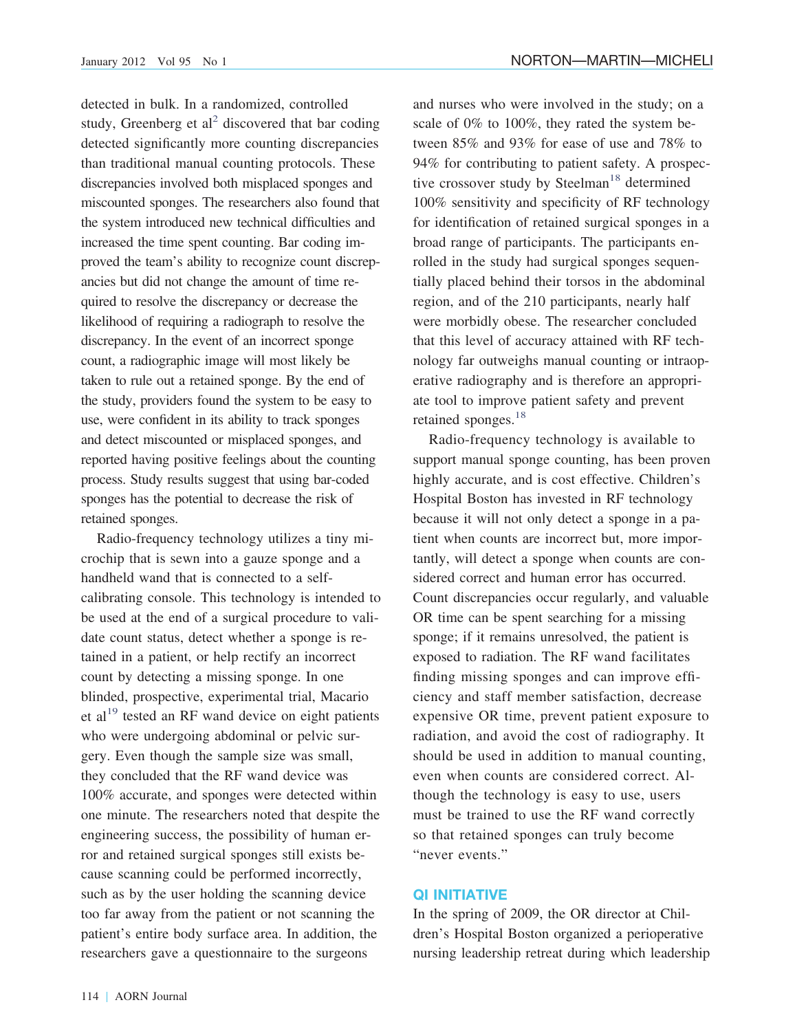detected in bulk. In a randomized, controlled study, Greenberg et al[2] discovered that bar coding detected significantly more counting discrepancies than traditional manual counting protocols. These discrepancies involved both misplaced sponges and miscounted sponges. The researchers also found that the system introduced new technical difficulties and increased the time spent counting. Bar coding improved the team's ability to recognize count discrepancies but did not change the amount of time required to resolve the discrepancy or decrease the likelihood of requiring a radiograph to resolve the discrepancy. In the event of an incorrect sponge count, a radiographic image will most likely be taken to rule out a retained sponge. By the end of the study, providers found the system to be easy to use, were confident in its ability to track sponges and detect miscounted or misplaced sponges, and reported having positive feelings about the counting process. Study results suggest that using bar-coded sponges has the potential to decrease the risk of retained sponges.

Radio-frequency technology utilizes a tiny microchip that is sewn into a gauze sponge and a handheld wand that is connected to a self-calibrating console. This technology is intended to be used at the end of a surgical procedure to validate count status, detect whether a sponge is retained in a patient, or help rectify an incorrect count by detecting a missing sponge. In one blinded, prospective, experimental trial, Macario et al[19] tested an RF wand device on eight patients who were undergoing abdominal or pelvic surgery. Even though the sample size was small, they concluded that the RF wand device was 100% accurate, and sponges were detected within one minute. The researchers noted that despite the engineering success, the possibility of human error and retained surgical sponges still exists because scanning could be performed incorrectly, such as by the user holding the scanning device too far away from the patient or not scanning the patient's entire body surface area. In addition, the researchers gave a questionnaire to the surgeons and nurses who were involved in the study; on a scale of 0% to 100%, they rated the system between 85% and 93% for ease of use and 78% to 94% for contributing to patient safety. A prospective crossover study by Steelman[18] determined 100% sensitivity and specificity of RF technology for identification of retained surgical sponges in a broad range of participants. The participants enrolled in the study had surgical sponges sequentially placed behind their torsos in the abdominal region, and of the 210 participants, nearly half were morbidly obese. The researcher concluded that this level of accuracy attained with RF technology far outweighs manual counting or intraoperative radiography and is therefore an appropriate tool to improve patient safety and prevent retained sponges.[18]

Radio-frequency technology is available to support manual sponge counting, has been proven highly accurate, and is cost effective. Children's Hospital Boston has invested in RF technology because it will not only detect a sponge in a patient when counts are incorrect but, more importantly, will detect a sponge when counts are considered correct and human error has occurred. Count discrepancies occur regularly, and valuable OR time can be spent searching for a missing sponge; if it remains unresolved, the patient is exposed to radiation. The RF wand facilitates finding missing sponges and can improve efficiency and staff member satisfaction, decrease expensive OR time, prevent patient exposure to radiation, and avoid the cost of radiography. It should be used in addition to manual counting, even when counts are considered correct. Although the technology is easy to use, users must be trained to use the RF wand correctly so that retained sponges can truly become "never events."

## QI INITIATIVE

In the spring of 2009, the OR director at Children's Hospital Boston organized a perioperative nursing leadership retreat during which leadership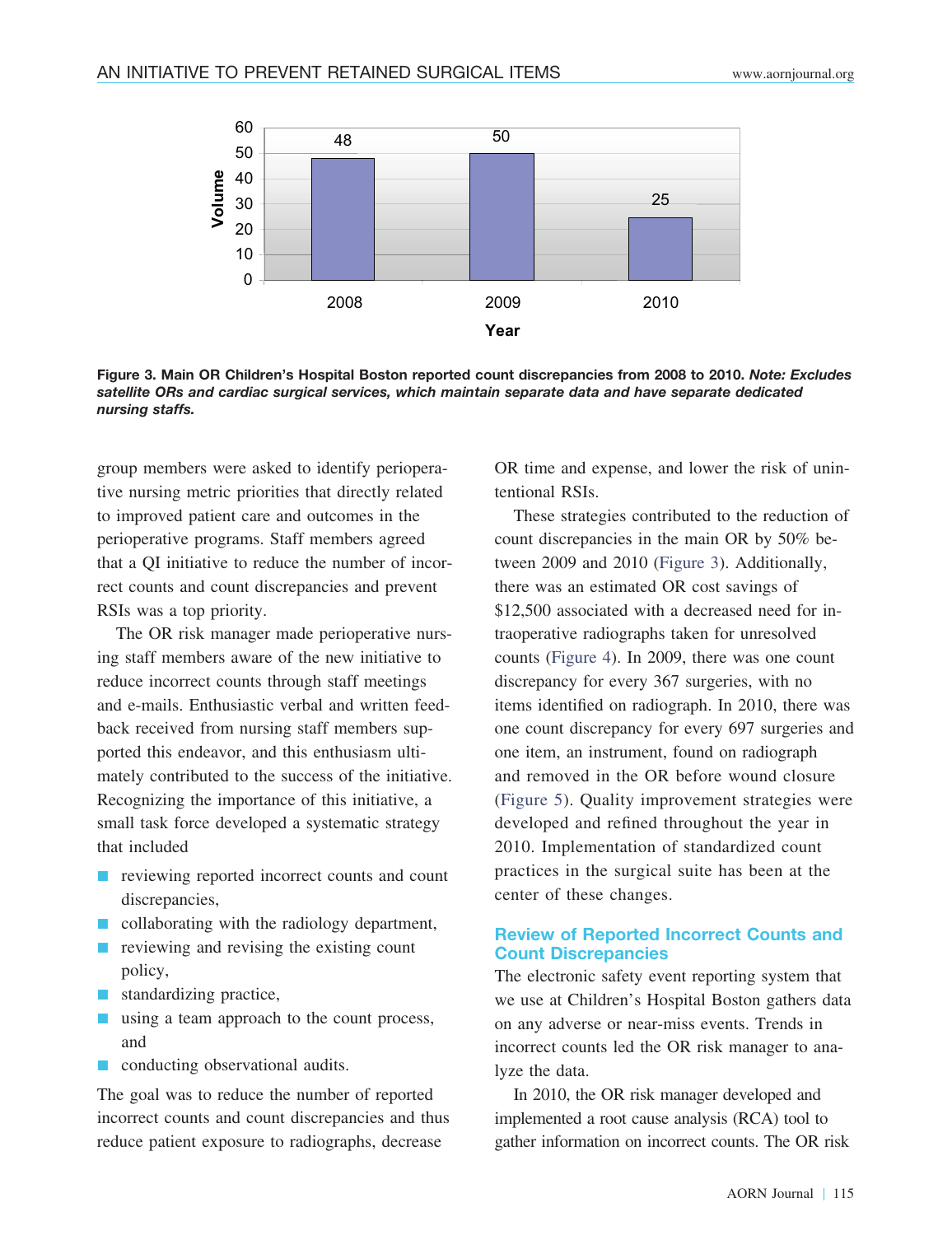**Figure 3. Main OR Children's Hospital Boston reported count discrepancies from 2008 to 2010.** ***Note: Excludes satellite ORs and cardiac surgical services, which maintain separate data and have separate dedicated nursing staffs.***

group members were asked to identify perioperative nursing metric priorities that directly related to improved patient care and outcomes in the perioperative programs. Staff members agreed that a QI initiative to reduce the number of incorrect counts and count discrepancies and prevent RSIs was a top priority.

The OR risk manager made perioperative nursing staff members aware of the new initiative to reduce incorrect counts through staff meetings and e-mails. Enthusiastic verbal and written feedback received from nursing staff members supported this endeavor, and this enthusiasm ultimately contributed to the success of the initiative. Recognizing the importance of this initiative, a small task force developed a systematic strategy that included

- reviewing reported incorrect counts and count discrepancies,
- collaborating with the radiology department,
- reviewing and revising the existing count policy,
- standardizing practice,
- using a team approach to the count process, and
- conducting observational audits.

The goal was to reduce the number of reported incorrect counts and count discrepancies and thus reduce patient exposure to radiographs, decrease OR time and expense, and lower the risk of unintentional RSIs.

These strategies contributed to the reduction of count discrepancies in the main OR by 50% between 2009 and 2010 (Figure 3). Additionally, there was an estimated OR cost savings of $12,500 associated with a decreased need for intraoperative radiographs taken for unresolved counts (Figure 4). In 2009, there was one count discrepancy for every 367 surgeries, with no items identified on radiograph. In 2010, there was one count discrepancy for every 697 surgeries and one item, an instrument, found on radiograph and removed in the OR before wound closure (Figure 5). Quality improvement strategies were developed and refined throughout the year in 2010. Implementation of standardized count practices in the surgical suite has been at the center of these changes.

## Review of Reported Incorrect Counts and Count Discrepancies

The electronic safety event reporting system that we use at Children's Hospital Boston gathers data on any adverse or near-miss events. Trends in incorrect counts led the OR risk manager to analyze the data.

In 2010, the OR risk manager developed and implemented a root cause analysis (RCA) tool to gather information on incorrect counts. The OR risk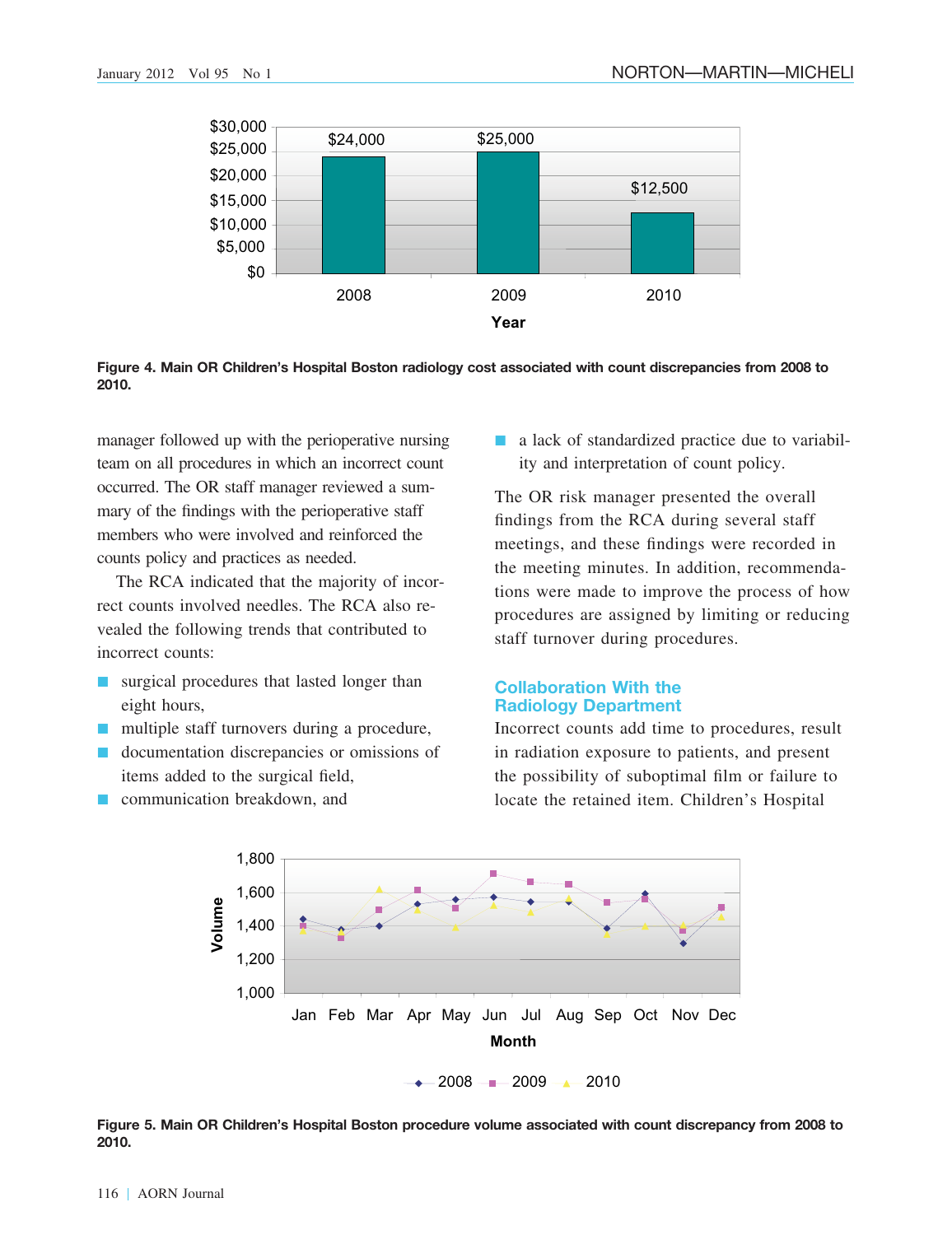Figure 4. Main OR Children's Hospital Boston radiology cost associated with count discrepancies from 2008 to 2010.

manager followed up with the perioperative nursing team on all procedures in which an incorrect count occurred. The OR staff manager reviewed a summary of the findings with the perioperative staff members who were involved and reinforced the counts policy and practices as needed.

The RCA indicated that the majority of incorrect counts involved needles. The RCA also revealed the following trends that contributed to incorrect counts:

- surgical procedures that lasted longer than eight hours,
- multiple staff turnovers during a procedure,
- documentation discrepancies or omissions of items added to the surgical field,
- communication breakdown, and
- a lack of standardized practice due to variability and interpretation of count policy.

The OR risk manager presented the overall findings from the RCA during several staff meetings, and these findings were recorded in the meeting minutes. In addition, recommendations were made to improve the process of how procedures are assigned by limiting or reducing staff turnover during procedures.

## Collaboration With the Radiology Department

Incorrect counts add time to procedures, result in radiation exposure to patients, and present the possibility of suboptimal film or failure to locate the retained item. Children's Hospital

Figure 5. Main OR Children's Hospital Boston procedure volume associated with count discrepancy from 2008 to 2010.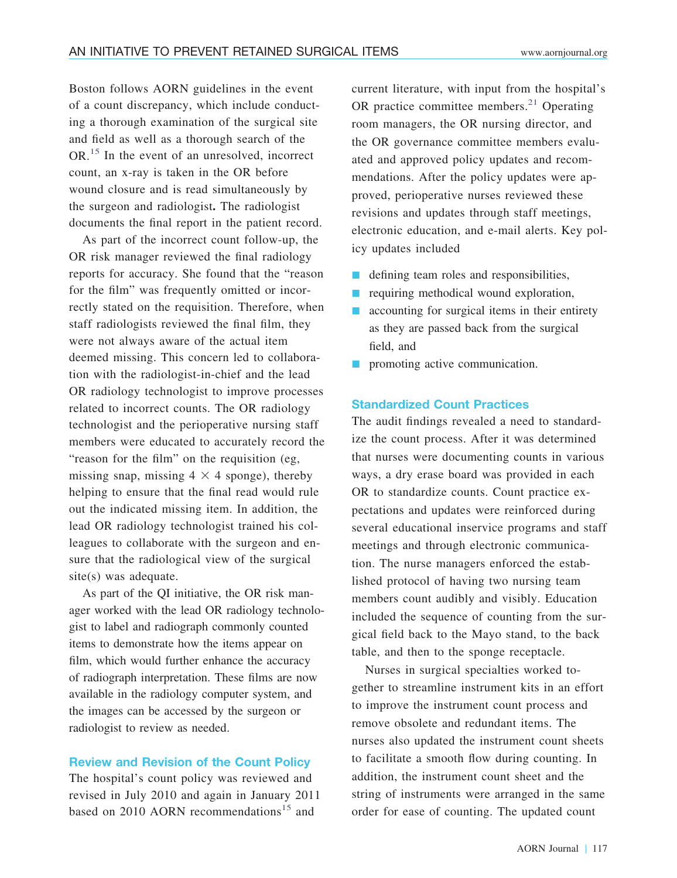Boston follows AORN guidelines in the event of a count discrepancy, which include conducting a thorough examination of the surgical site and field as well as a thorough search of the OR.[15] In the event of an unresolved, incorrect count, an x-ray is taken in the OR before wound closure and is read simultaneously by the surgeon and radiologist**.** The radiologist documents the final report in the patient record.

As part of the incorrect count follow-up, the OR risk manager reviewed the final radiology reports for accuracy. She found that the "reason for the film" was frequently omitted or incorrectly stated on the requisition. Therefore, when staff radiologists reviewed the final film, they were not always aware of the actual item deemed missing. This concern led to collaboration with the radiologist-in-chief and the lead OR radiology technologist to improve processes related to incorrect counts. The OR radiology technologist and the perioperative nursing staff members were educated to accurately record the "reason for the film" on the requisition (eg, missing snap, missing 4 × 4 sponge), thereby helping to ensure that the final read would rule out the indicated missing item. In addition, the lead OR radiology technologist trained his colleagues to collaborate with the surgeon and ensure that the radiological view of the surgical site(s) was adequate.

As part of the QI initiative, the OR risk manager worked with the lead OR radiology technologist to label and radiograph commonly counted items to demonstrate how the items appear on film, which would further enhance the accuracy of radiograph interpretation. These films are now available in the radiology computer system, and the images can be accessed by the surgeon or radiologist to review as needed.

## Review and Revision of the Count Policy

The hospital's count policy was reviewed and revised in July 2010 and again in January 2011 based on 2010 AORN recommendations[15] and current literature, with input from the hospital's OR practice committee members.[21] Operating room managers, the OR nursing director, and the OR governance committee members evaluated and approved policy updates and recommendations. After the policy updates were approved, perioperative nurses reviewed these revisions and updates through staff meetings, electronic education, and e-mail alerts. Key policy updates included

- defining team roles and responsibilities,
- requiring methodical wound exploration,
- accounting for surgical items in their entirety as they are passed back from the surgical field, and
- promoting active communication.

## Standardized Count Practices

The audit findings revealed a need to standardize the count process. After it was determined that nurses were documenting counts in various ways, a dry erase board was provided in each OR to standardize counts. Count practice expectations and updates were reinforced during several educational inservice programs and staff meetings and through electronic communication. The nurse managers enforced the established protocol of having two nursing team members count audibly and visibly. Education included the sequence of counting from the surgical field back to the Mayo stand, to the back table, and then to the sponge receptacle.

Nurses in surgical specialties worked together to streamline instrument kits in an effort to improve the instrument count process and remove obsolete and redundant items. The nurses also updated the instrument count sheets to facilitate a smooth flow during counting. In addition, the instrument count sheet and the string of instruments were arranged in the same order for ease of counting. The updated count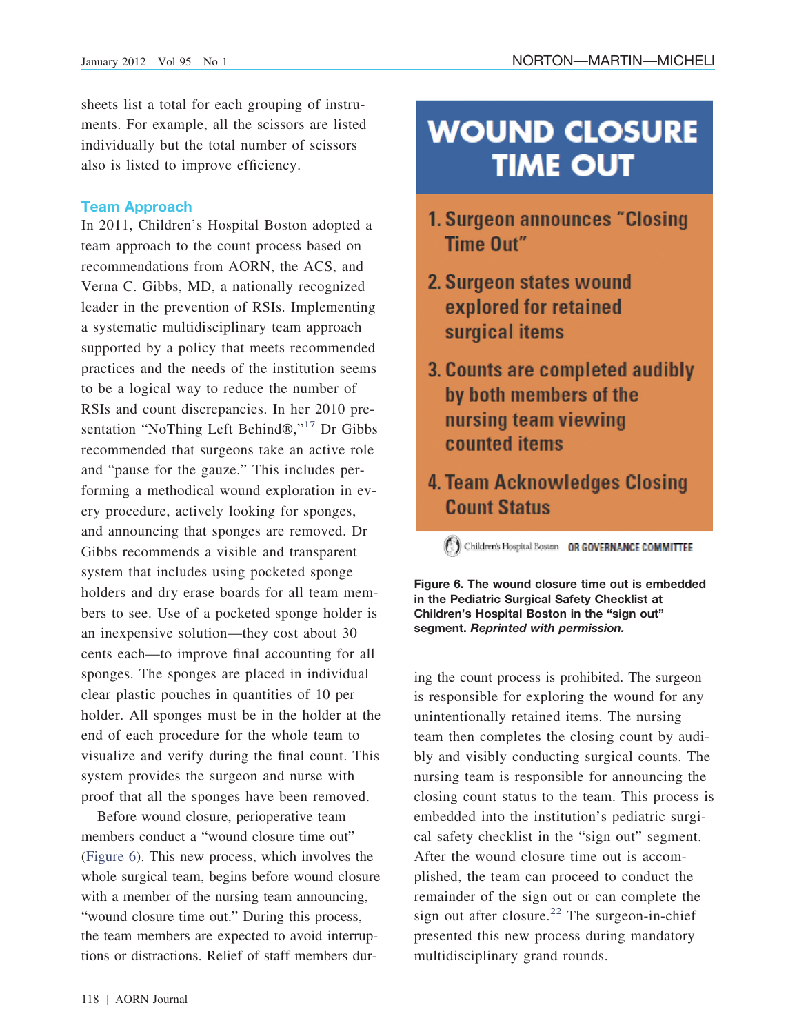sheets list a total for each grouping of instruments. For example, all the scissors are listed individually but the total number of scissors also is listed to improve efficiency.

### Team Approach

In 2011, Children's Hospital Boston adopted a team approach to the count process based on recommendations from AORN, the ACS, and Verna C. Gibbs, MD, a nationally recognized leader in the prevention of RSIs. Implementing a systematic multidisciplinary team approach supported by a policy that meets recommended practices and the needs of the institution seems to be a logical way to reduce the number of RSIs and count discrepancies. In her 2010 presentation "NoThing Left Behind®,"[17] Dr Gibbs recommended that surgeons take an active role and "pause for the gauze." This includes performing a methodical wound exploration in every procedure, actively looking for sponges, and announcing that sponges are removed. Dr Gibbs recommends a visible and transparent system that includes using pocketed sponge holders and dry erase boards for all team members to see. Use of a pocketed sponge holder is an inexpensive solution—they cost about 30 cents each—to improve final accounting for all sponges. The sponges are placed in individual clear plastic pouches in quantities of 10 per holder. All sponges must be in the holder at the end of each procedure for the whole team to visualize and verify during the final count. This system provides the surgeon and nurse with proof that all the sponges have been removed.

Before wound closure, perioperative team members conduct a "wound closure time out" (Figure 6). This new process, which involves the whole surgical team, begins before wound closure with a member of the nursing team announcing, "wound closure time out." During this process, the team members are expected to avoid interruptions or distractions. Relief of staff members during the count process is prohibited. The surgeon is responsible for exploring the wound for any unintentionally retained items. The nursing team then completes the closing count by audibly and visibly conducting surgical counts. The nursing team is responsible for announcing the closing count status to the team. This process is embedded into the institution's pediatric surgical safety checklist in the "sign out" segment. After the wound closure time out is accomplished, the team can proceed to conduct the remainder of the sign out or can complete the sign out after closure.[22] The surgeon-in-chief presented this new process during mandatory multidisciplinary grand rounds.

**WOUND CLOSURE TIME OUT**

1. Surgeon announces "Closing Time Out"
2. Surgeon states wound explored for retained surgical items
3. Counts are completed audibly by both members of the nursing team viewing counted items
4. Team Acknowledges Closing Count Status

Children's Hospital Boston OR GOVERNANCE COMMITTEE

**Figure 6. The wound closure time out is embedded in the Pediatric Surgical Safety Checklist at Children's Hospital Boston in the "sign out" segment.** ***Reprinted with permission.***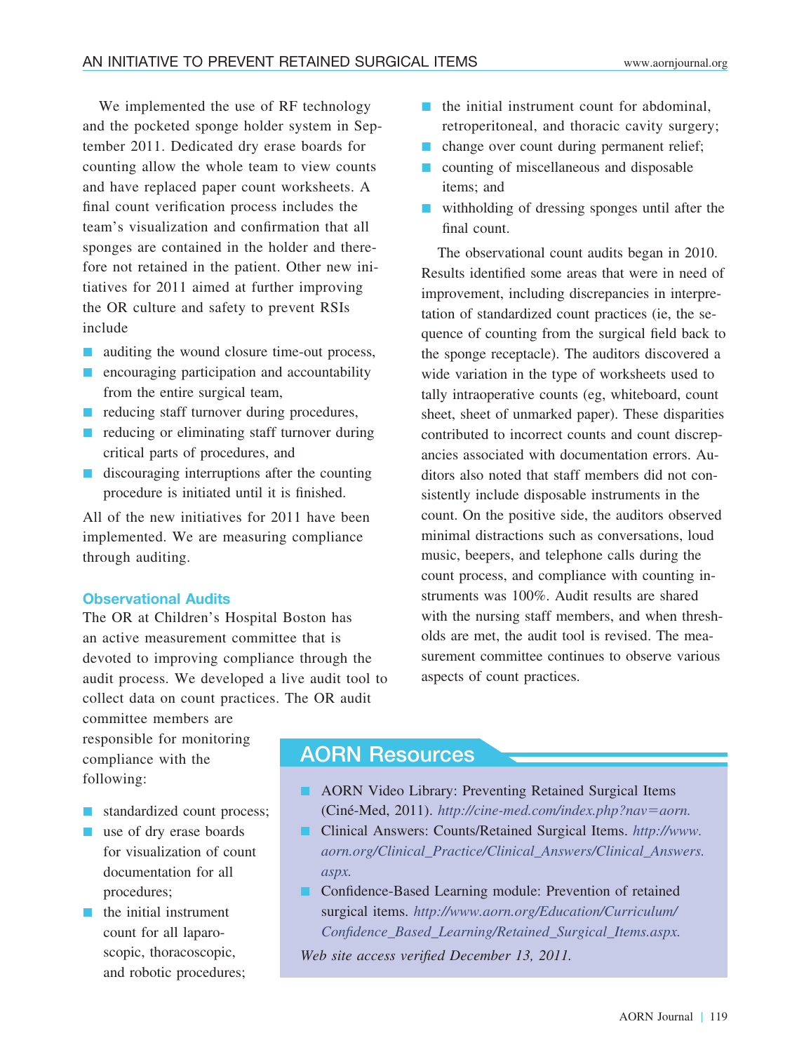We implemented the use of RF technology and the pocketed sponge holder system in September 2011. Dedicated dry erase boards for counting allow the whole team to view counts and have replaced paper count worksheets. A final count verification process includes the team's visualization and confirmation that all sponges are contained in the holder and therefore not retained in the patient. Other new initiatives for 2011 aimed at further improving the OR culture and safety to prevent RSIs include

- auditing the wound closure time-out process,
- encouraging participation and accountability from the entire surgical team,
- reducing staff turnover during procedures,
- reducing or eliminating staff turnover during critical parts of procedures, and
- discouraging interruptions after the counting procedure is initiated until it is finished.

All of the new initiatives for 2011 have been implemented. We are measuring compliance through auditing.

### Observational Audits

The OR at Children's Hospital Boston has an active measurement committee that is devoted to improving compliance through the audit process. We developed a live audit tool to collect data on count practices. The OR audit committee members are responsible for monitoring compliance with the following:

- standardized count process;
- use of dry erase boards for visualization of count documentation for all procedures;
- the initial instrument count for all laparoscopic, thoracoscopic, and robotic procedures;
- the initial instrument count for abdominal, retroperitoneal, and thoracic cavity surgery;
- change over count during permanent relief;
- counting of miscellaneous and disposable items; and
- withholding of dressing sponges until after the final count.

The observational count audits began in 2010. Results identified some areas that were in need of improvement, including discrepancies in interpretation of standardized count practices (ie, the sequence of counting from the surgical field back to the sponge receptacle). The auditors discovered a wide variation in the type of worksheets used to tally intraoperative counts (eg, whiteboard, count sheet, sheet of unmarked paper). These disparities contributed to incorrect counts and count discrepancies associated with documentation errors. Auditors also noted that staff members did not consistently include disposable instruments in the count. On the positive side, the auditors observed minimal distractions such as conversations, loud music, beepers, and telephone calls during the count process, and compliance with counting instruments was 100%. Audit results are shared with the nursing staff members, and when thresholds are met, the audit tool is revised. The measurement committee continues to observe various aspects of count practices.

## AORN Resources

- AORN Video Library: Preventing Retained Surgical Items (Ciné-Med, 2011). *http://cine-med.com/index.php?nav=aorn.*
- Clinical Answers: Counts/Retained Surgical Items. *http://www.aorn.org/Clinical_Practice/Clinical_Answers/Clinical_Answers.aspx.*
- Confidence-Based Learning module: Prevention of retained surgical items. *http://www.aorn.org/Education/Curriculum/Confidence_Based_Learning/Retained_Surgical_Items.aspx.*

*Web site access verified December 13, 2011.*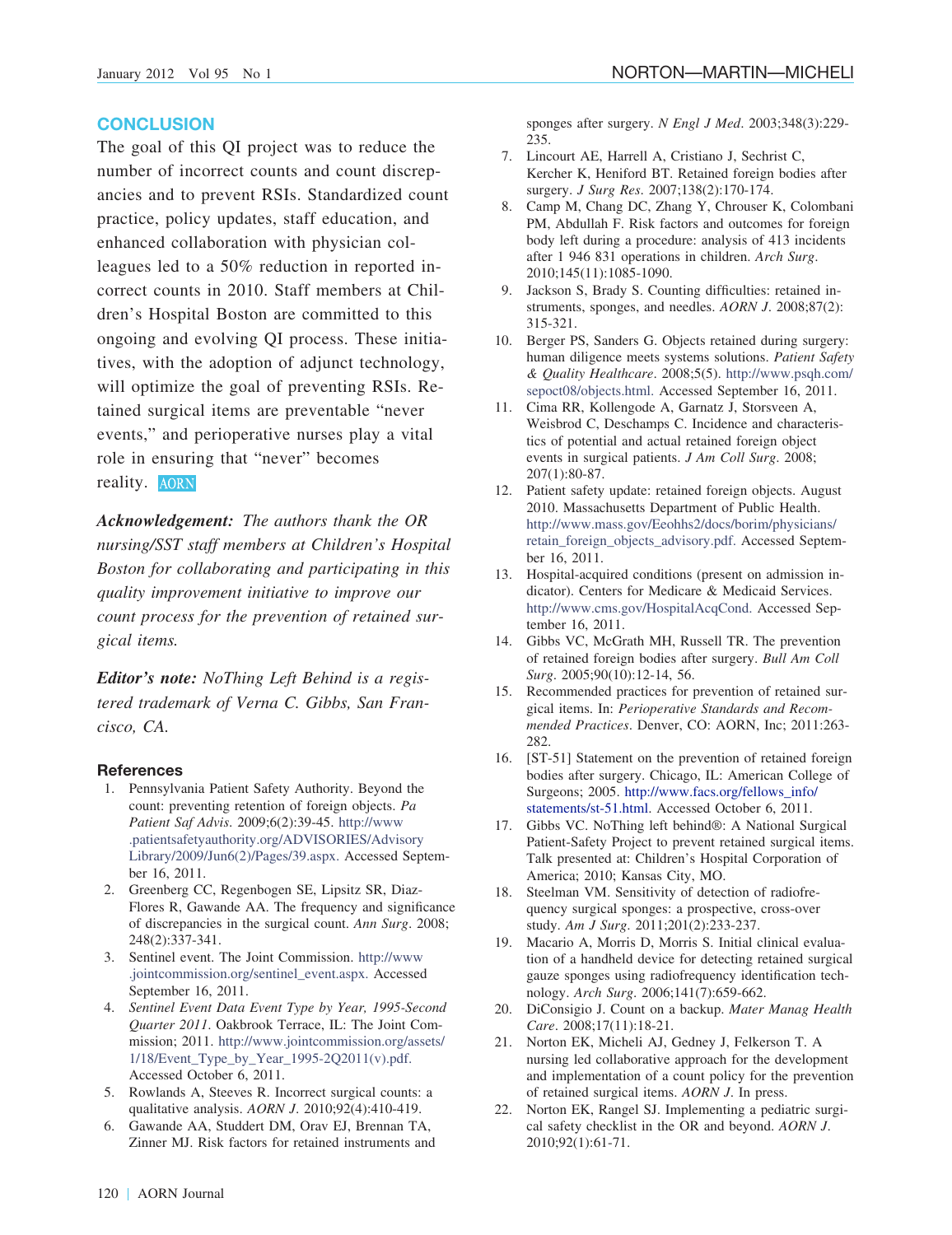## CONCLUSION

The goal of this QI project was to reduce the number of incorrect counts and count discrepancies and to prevent RSIs. Standardized count practice, policy updates, staff education, and enhanced collaboration with physician colleagues led to a 50% reduction in reported incorrect counts in 2010. Staff members at Children's Hospital Boston are committed to this ongoing and evolving QI process. These initiatives, with the adoption of adjunct technology, will optimize the goal of preventing RSIs. Retained surgical items are preventable "never events," and perioperative nurses play a vital role in ensuring that "never" becomes reality. AORN

***Acknowledgement:*** *The authors thank the OR nursing/SST staff members at Children's Hospital Boston for collaborating and participating in this quality improvement initiative to improve our count process for the prevention of retained surgical items.*

***Editor's note:*** *NoThing Left Behind is a registered trademark of Verna C. Gibbs, San Francisco, CA.*

### References

1. Pennsylvania Patient Safety Authority. Beyond the count: preventing retention of foreign objects. *Pa Patient Saf Advis*. 2009;6(2):39-45. http://www.patientsafetyauthority.org/ADVISORIES/AdvisoryLibrary/2009/Jun6(2)/Pages/39.aspx. Accessed September 16, 2011.
2. Greenberg CC, Regenbogen SE, Lipsitz SR, Diaz-Flores R, Gawande AA. The frequency and significance of discrepancies in the surgical count. *Ann Surg*. 2008;248(2):337-341.
3. Sentinel event. The Joint Commission. http://www.jointcommission.org/sentinel_event.aspx. Accessed September 16, 2011.
4. *Sentinel Event Data Event Type by Year, 1995-Second Quarter 2011*. Oakbrook Terrace, IL: The Joint Commission; 2011. http://www.jointcommission.org/assets/1/18/Event_Type_by_Year_1995-2Q2011(v).pdf. Accessed October 6, 2011.
5. Rowlands A, Steeves R. Incorrect surgical counts: a qualitative analysis. *AORN J*. 2010;92(4):410-419.
6. Gawande AA, Studdert DM, Orav EJ, Brennan TA, Zinner MJ. Risk factors for retained instruments and sponges after surgery. *N Engl J Med*. 2003;348(3):229-235.
7. Lincourt AE, Harrell A, Cristiano J, Sechrist C, Kercher K, Heniford BT. Retained foreign bodies after surgery. *J Surg Res*. 2007;138(2):170-174.
8. Camp M, Chang DC, Zhang Y, Chrouser K, Colombani PM, Abdullah F. Risk factors and outcomes for foreign body left during a procedure: analysis of 413 incidents after 1 946 831 operations in children. *Arch Surg*. 2010;145(11):1085-1090.
9. Jackson S, Brady S. Counting difficulties: retained instruments, sponges, and needles. *AORN J*. 2008;87(2):315-321.
10. Berger PS, Sanders G. Objects retained during surgery: human diligence meets systems solutions. *Patient Safety & Quality Healthcare*. 2008;5(5). http://www.psqh.com/sepoct08/objects.html. Accessed September 16, 2011.
11. Cima RR, Kollengode A, Garnatz J, Storsveen A, Weisbrod C, Deschamps C. Incidence and characteristics of potential and actual retained foreign object events in surgical patients. *J Am Coll Surg*. 2008;207(1):80-87.
12. Patient safety update: retained foreign objects. August 2010. Massachusetts Department of Public Health. http://www.mass.gov/Eeohhs2/docs/borim/physicians/retain_foreign_objects_advisory.pdf. Accessed September 16, 2011.
13. Hospital-acquired conditions (present on admission indicator). Centers for Medicare & Medicaid Services. http://www.cms.gov/HospitalAcqCond. Accessed September 16, 2011.
14. Gibbs VC, McGrath MH, Russell TR. The prevention of retained foreign bodies after surgery. *Bull Am Coll Surg*. 2005;90(10):12-14, 56.
15. Recommended practices for prevention of retained surgical items. In: *Perioperative Standards and Recommended Practices*. Denver, CO: AORN, Inc; 2011:263-282.
16. [ST-51] Statement on the prevention of retained foreign bodies after surgery. Chicago, IL: American College of Surgeons; 2005. http://www.facs.org/fellows_info/statements/st-51.html. Accessed October 6, 2011.
17. Gibbs VC. NoThing left behind®: A National Surgical Patient-Safety Project to prevent retained surgical items. Talk presented at: Children's Hospital Corporation of America; 2010; Kansas City, MO.
18. Steelman VM. Sensitivity of detection of radiofrequency surgical sponges: a prospective, cross-over study. *Am J Surg*. 2011;201(2):233-237.
19. Macario A, Morris D, Morris S. Initial clinical evaluation of a handheld device for detecting retained surgical gauze sponges using radiofrequency identification technology. *Arch Surg*. 2006;141(7):659-662.
20. DiConsigio J. Count on a backup. *Mater Manag Health Care*. 2008;17(11):18-21.
21. Norton EK, Micheli AJ, Gedney J, Felkerson T. A nursing led collaborative approach for the development and implementation of a count policy for the prevention of retained surgical items. *AORN J*. In press.
22. Norton EK, Rangel SJ. Implementing a pediatric surgical safety checklist in the OR and beyond. *AORN J*. 2010;92(1):61-71.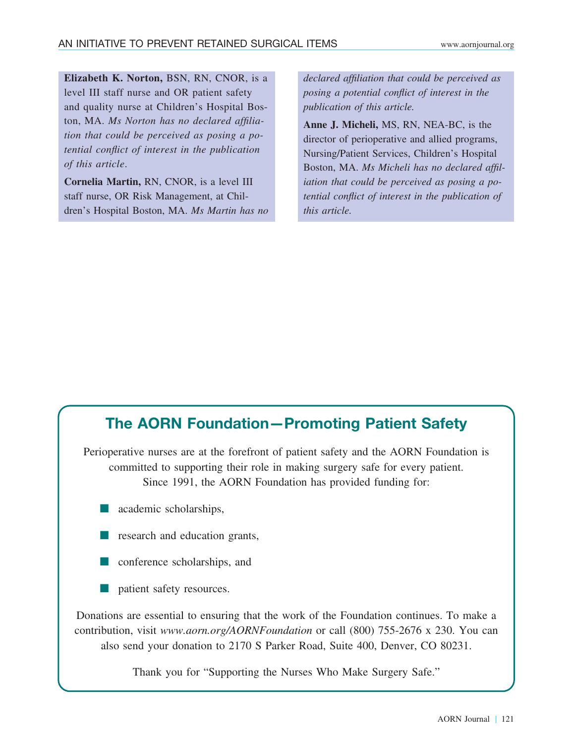**Elizabeth K. Norton,** BSN, RN, CNOR, is a level III staff nurse and OR patient safety and quality nurse at Children's Hospital Boston, MA. *Ms Norton has no declared affiliation that could be perceived as posing a potential conflict of interest in the publication of this article.*

**Cornelia Martin,** RN, CNOR, is a level III staff nurse, OR Risk Management, at Children's Hospital Boston, MA. *Ms Martin has no declared affiliation that could be perceived as posing a potential conflict of interest in the publication of this article.*

**Anne J. Micheli,** MS, RN, NEA-BC, is the director of perioperative and allied programs, Nursing/Patient Services, Children's Hospital Boston, MA. *Ms Micheli has no declared affiliation that could be perceived as posing a potential conflict of interest in the publication of this article.*

## The AORN Foundation—Promoting Patient Safety

Perioperative nurses are at the forefront of patient safety and the AORN Foundation is committed to supporting their role in making surgery safe for every patient. Since 1991, the AORN Foundation has provided funding for:

- academic scholarships,
- research and education grants,
- conference scholarships, and
- patient safety resources.

Donations are essential to ensuring that the work of the Foundation continues. To make a contribution, visit *www.aorn.org/AORNFoundation* or call (800) 755-2676 x 230. You can also send your donation to 2170 S Parker Road, Suite 400, Denver, CO 80231.

Thank you for "Supporting the Nurses Who Make Surgery Safe."